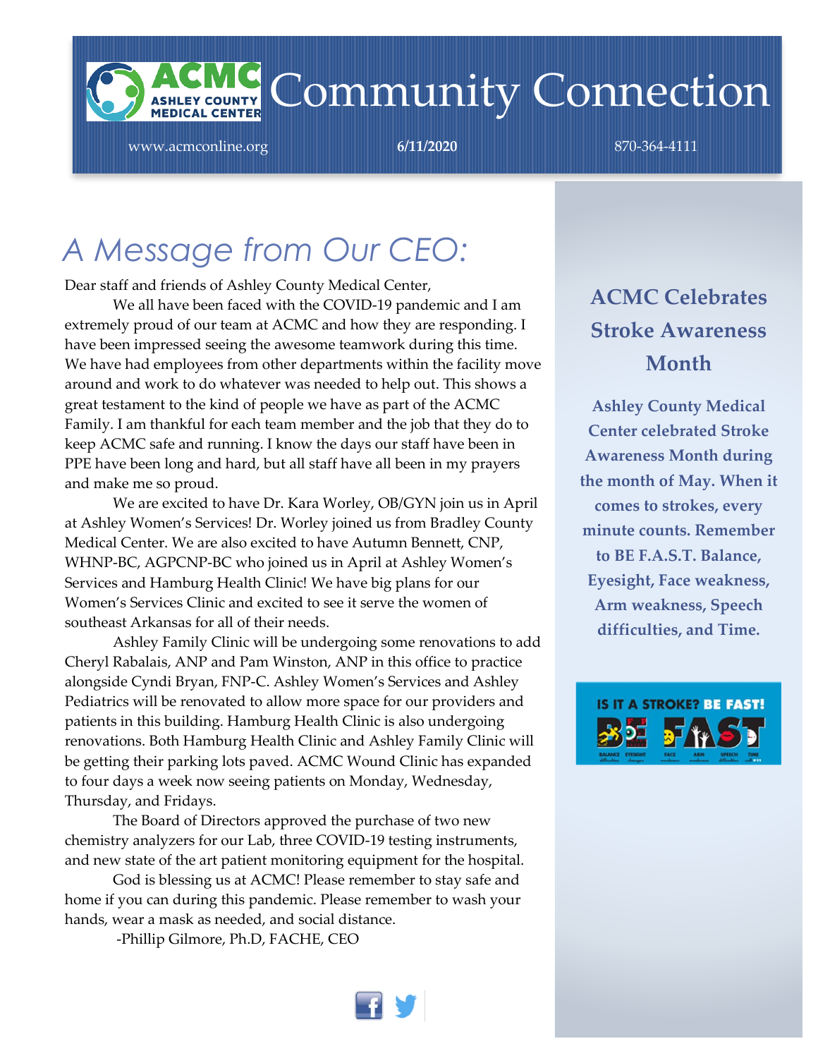# ACMC Community Connection

www.acmconline.org **6/11/2020** 870-364-4111

## *A Message from Our CEO:*

Dear staff and friends of Ashley County Medical Center,

We all have been faced with the COVID-19 pandemic and I am extremely proud of our team at ACMC and how they are responding. I have been impressed seeing the awesome teamwork during this time. We have had employees from other departments within the facility move around and work to do whatever was needed to help out. This shows a great testament to the kind of people we have as part of the ACMC Family. I am thankful for each team member and the job that they do to keep ACMC safe and running. I know the days our staff have been in PPE have been long and hard, but all staff have all been in my prayers and make me so proud.

We are excited to have Dr. Kara Worley, OB/GYN join us in April at Ashley Women's Services! Dr. Worley joined us from Bradley County Medical Center. We are also excited to have Autumn Bennett, CNP, WHNP-BC, AGPCNP-BC who joined us in April at Ashley Women's Services and Hamburg Health Clinic! We have big plans for our Women's Services Clinic and excited to see it serve the women of southeast Arkansas for all of their needs.

Ashley Family Clinic will be undergoing some renovations to add Cheryl Rabalais, ANP and Pam Winston, ANP in this office to practice alongside Cyndi Bryan, FNP-C. Ashley Women's Services and Ashley Pediatrics will be renovated to allow more space for our providers and patients in this building. Hamburg Health Clinic is also undergoing renovations. Both Hamburg Health Clinic and Ashley Family Clinic will be getting their parking lots paved. ACMC Wound Clinic has expanded to four days a week now seeing patients on Monday, Wednesday, Thursday, and Fridays.

The Board of Directors approved the purchase of two new chemistry analyzers for our Lab, three COVID-19 testing instruments, and new state of the art patient monitoring equipment for the hospital.

God is blessing us at ACMC! Please remember to stay safe and home if you can during this pandemic. Please remember to wash your hands, wear a mask as needed, and social distance.

-Phillip Gilmore, Ph.D, FACHE, CEO

## ACMC Celebrates Stroke Awareness Month

**Ashley County Medical Center celebrated Stroke Awareness Month during the month of May. When it comes to strokes, every minute counts. Remember to BE F.A.S.T. Balance, Eyesight, Face weakness, Arm weakness, Speech difficulties, and Time.**

IS IT A STROKE? BE FAST!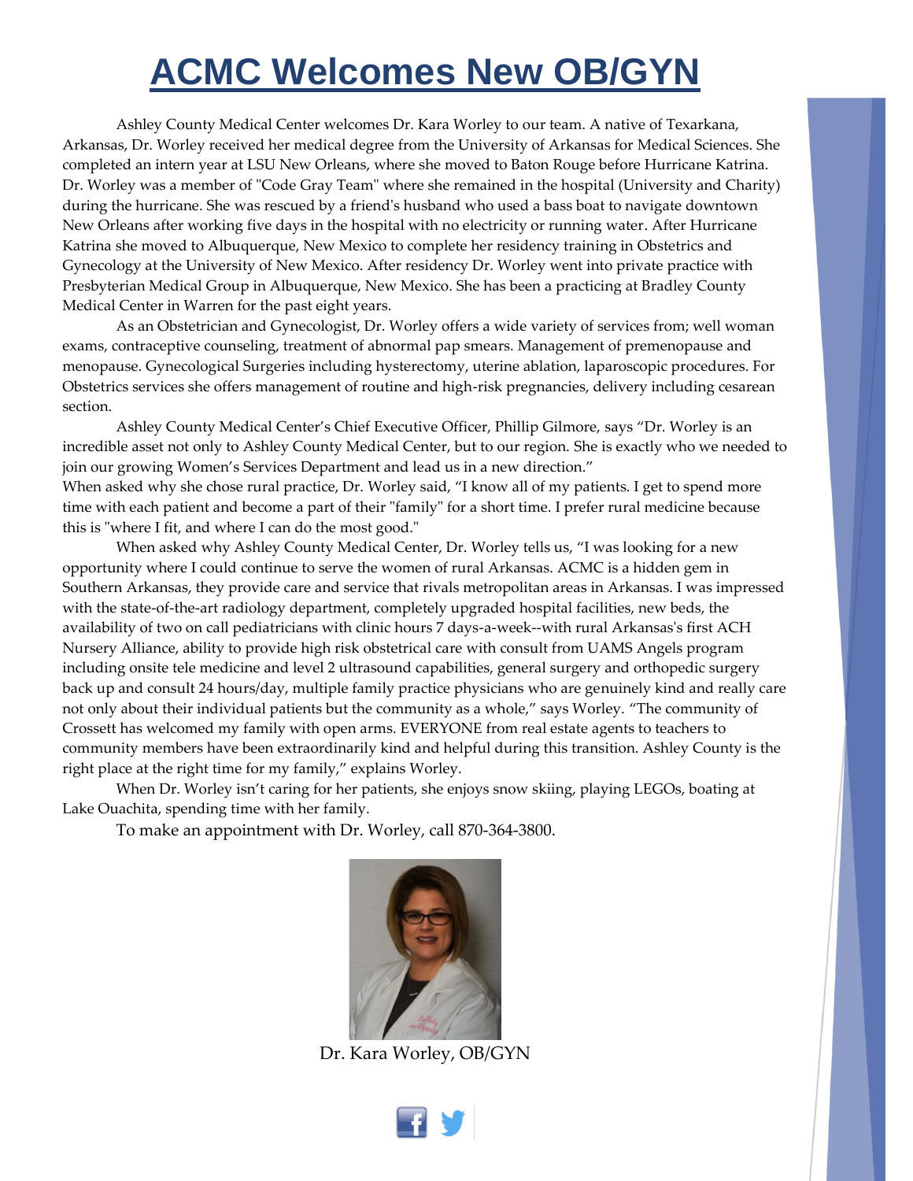# ACMC Welcomes New OB/GYN

Ashley County Medical Center welcomes Dr. Kara Worley to our team. A native of Texarkana, Arkansas, Dr. Worley received her medical degree from the University of Arkansas for Medical Sciences. She completed an intern year at LSU New Orleans, where she moved to Baton Rouge before Hurricane Katrina. Dr. Worley was a member of "Code Gray Team" where she remained in the hospital (University and Charity) during the hurricane. She was rescued by a friend's husband who used a bass boat to navigate downtown New Orleans after working five days in the hospital with no electricity or running water. After Hurricane Katrina she moved to Albuquerque, New Mexico to complete her residency training in Obstetrics and Gynecology at the University of New Mexico. After residency Dr. Worley went into private practice with Presbyterian Medical Group in Albuquerque, New Mexico. She has been a practicing at Bradley County Medical Center in Warren for the past eight years.

As an Obstetrician and Gynecologist, Dr. Worley offers a wide variety of services from; well woman exams, contraceptive counseling, treatment of abnormal pap smears. Management of premenopause and menopause. Gynecological Surgeries including hysterectomy, uterine ablation, laparoscopic procedures. For Obstetrics services she offers management of routine and high-risk pregnancies, delivery including cesarean section.

Ashley County Medical Center's Chief Executive Officer, Phillip Gilmore, says "Dr. Worley is an incredible asset not only to Ashley County Medical Center, but to our region. She is exactly who we needed to join our growing Women's Services Department and lead us in a new direction."

When asked why she chose rural practice, Dr. Worley said, "I know all of my patients. I get to spend more time with each patient and become a part of their "family" for a short time. I prefer rural medicine because this is "where I fit, and where I can do the most good."

When asked why Ashley County Medical Center, Dr. Worley tells us, "I was looking for a new opportunity where I could continue to serve the women of rural Arkansas. ACMC is a hidden gem in Southern Arkansas, they provide care and service that rivals metropolitan areas in Arkansas. I was impressed with the state-of-the-art radiology department, completely upgraded hospital facilities, new beds, the availability of two on call pediatricians with clinic hours 7 days-a-week--with rural Arkansas's first ACH Nursery Alliance, ability to provide high risk obstetrical care with consult from UAMS Angels program including onsite tele medicine and level 2 ultrasound capabilities, general surgery and orthopedic surgery back up and consult 24 hours/day, multiple family practice physicians who are genuinely kind and really care not only about their individual patients but the community as a whole," says Worley. "The community of Crossett has welcomed my family with open arms. EVERYONE from real estate agents to teachers to community members have been extraordinarily kind and helpful during this transition. Ashley County is the right place at the right time for my family," explains Worley.

When Dr. Worley isn't caring for her patients, she enjoys snow skiing, playing LEGOs, boating at Lake Ouachita, spending time with her family.

To make an appointment with Dr. Worley, call 870-364-3800.

Dr. Kara Worley, OB/GYN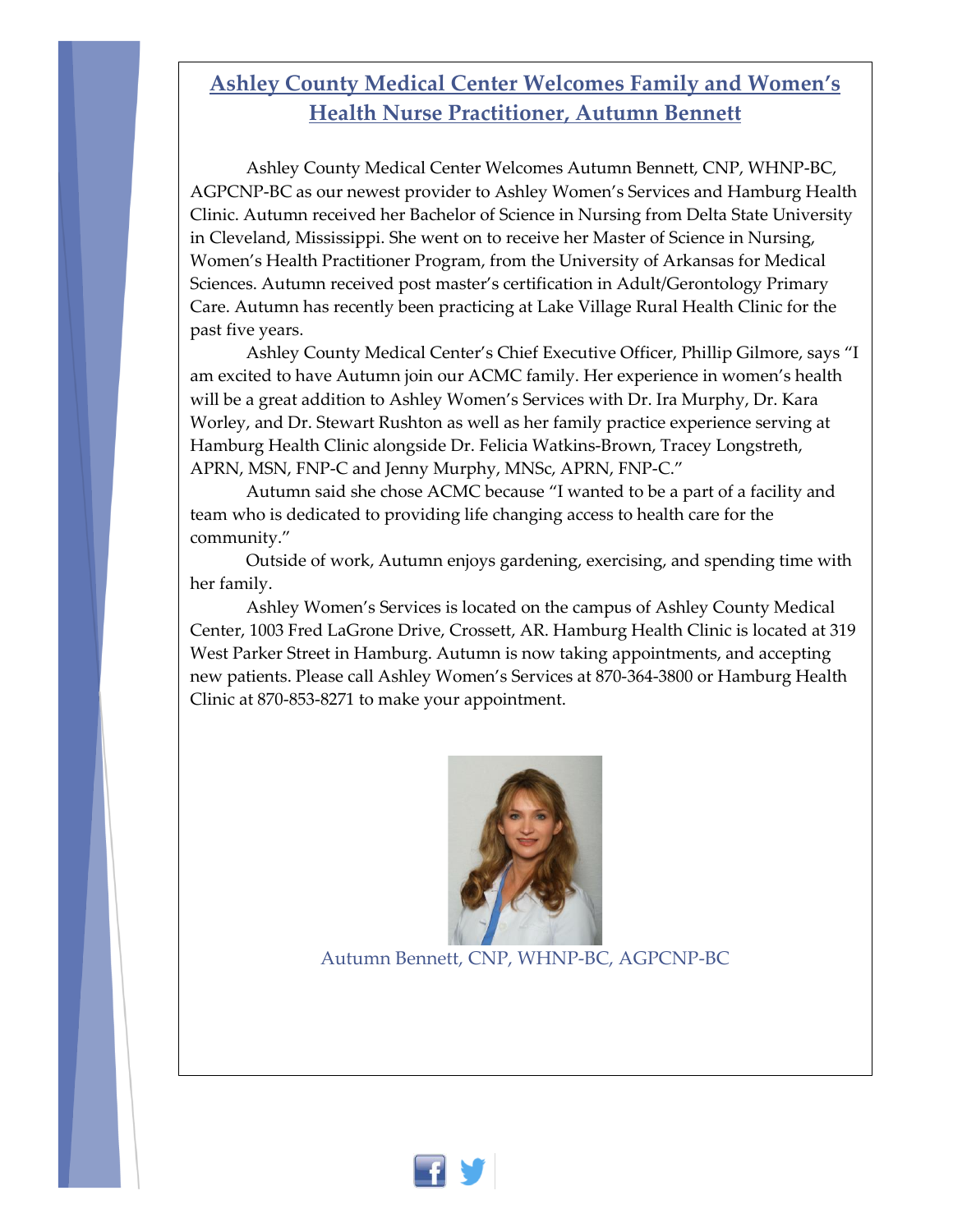## Ashley County Medical Center Welcomes Family and Women's Health Nurse Practitioner, Autumn Bennett

Ashley County Medical Center Welcomes Autumn Bennett, CNP, WHNP-BC, AGPCNP-BC as our newest provider to Ashley Women's Services and Hamburg Health Clinic. Autumn received her Bachelor of Science in Nursing from Delta State University in Cleveland, Mississippi. She went on to receive her Master of Science in Nursing, Women's Health Practitioner Program, from the University of Arkansas for Medical Sciences. Autumn received post master's certification in Adult/Gerontology Primary Care. Autumn has recently been practicing at Lake Village Rural Health Clinic for the past five years.

Ashley County Medical Center's Chief Executive Officer, Phillip Gilmore, says "I am excited to have Autumn join our ACMC family. Her experience in women's health will be a great addition to Ashley Women's Services with Dr. Ira Murphy, Dr. Kara Worley, and Dr. Stewart Rushton as well as her family practice experience serving at Hamburg Health Clinic alongside Dr. Felicia Watkins-Brown, Tracey Longstreth, APRN, MSN, FNP-C and Jenny Murphy, MNSc, APRN, FNP-C."

Autumn said she chose ACMC because "I wanted to be a part of a facility and team who is dedicated to providing life changing access to health care for the community."

Outside of work, Autumn enjoys gardening, exercising, and spending time with her family.

Ashley Women's Services is located on the campus of Ashley County Medical Center, 1003 Fred LaGrone Drive, Crossett, AR. Hamburg Health Clinic is located at 319 West Parker Street in Hamburg. Autumn is now taking appointments, and accepting new patients. Please call Ashley Women's Services at 870-364-3800 or Hamburg Health Clinic at 870-853-8271 to make your appointment.

Autumn Bennett, CNP, WHNP-BC, AGPCNP-BC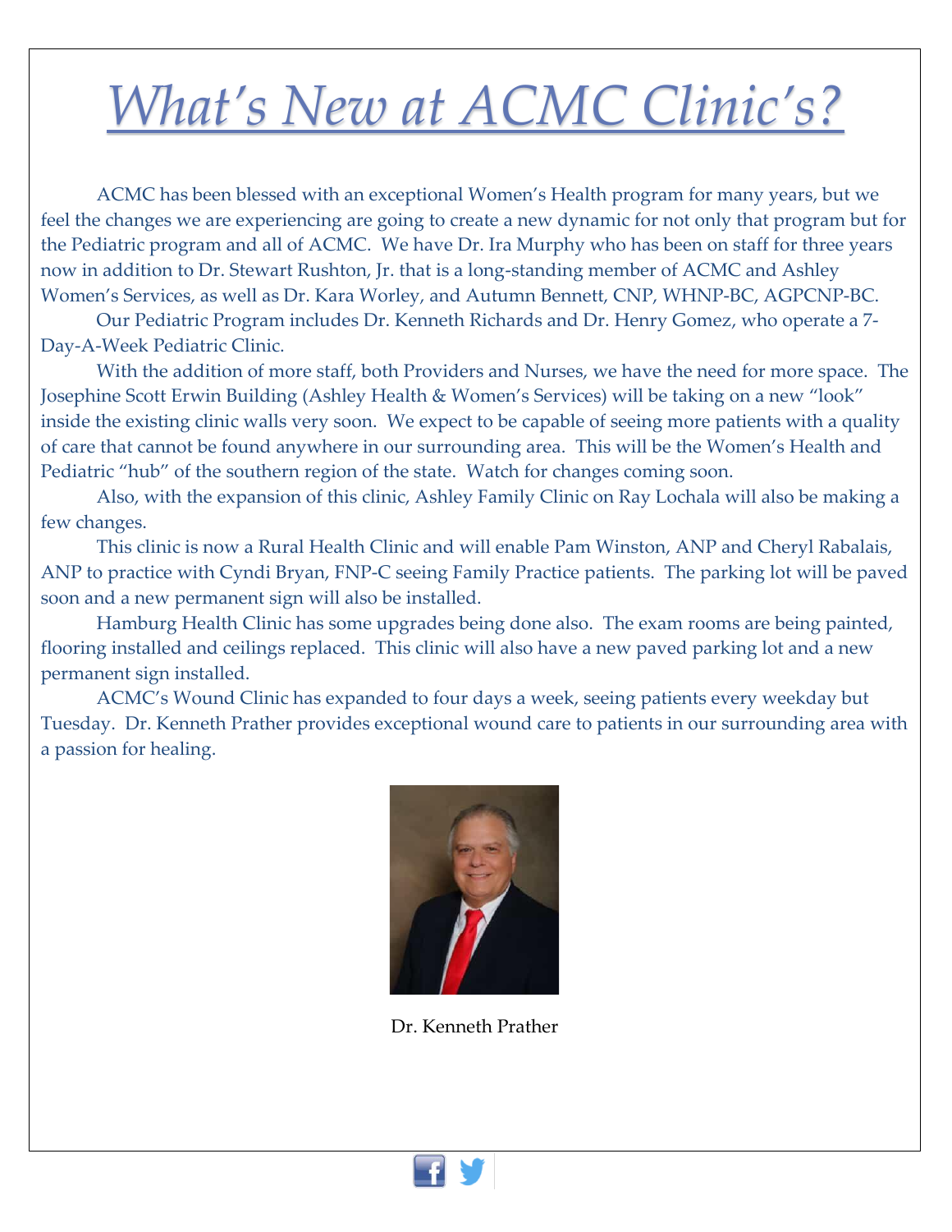# *What's New at ACMC Clinic's?*

ACMC has been blessed with an exceptional Women's Health program for many years, but we feel the changes we are experiencing are going to create a new dynamic for not only that program but for the Pediatric program and all of ACMC. We have Dr. Ira Murphy who has been on staff for three years now in addition to Dr. Stewart Rushton, Jr. that is a long-standing member of ACMC and Ashley Women's Services, as well as Dr. Kara Worley, and Autumn Bennett, CNP, WHNP-BC, AGPCNP-BC.

Our Pediatric Program includes Dr. Kenneth Richards and Dr. Henry Gomez, who operate a 7-Day-A-Week Pediatric Clinic.

With the addition of more staff, both Providers and Nurses, we have the need for more space. The Josephine Scott Erwin Building (Ashley Health & Women's Services) will be taking on a new "look" inside the existing clinic walls very soon. We expect to be capable of seeing more patients with a quality of care that cannot be found anywhere in our surrounding area. This will be the Women's Health and Pediatric "hub" of the southern region of the state. Watch for changes coming soon.

Also, with the expansion of this clinic, Ashley Family Clinic on Ray Lochala will also be making a few changes.

This clinic is now a Rural Health Clinic and will enable Pam Winston, ANP and Cheryl Rabalais, ANP to practice with Cyndi Bryan, FNP-C seeing Family Practice patients. The parking lot will be paved soon and a new permanent sign will also be installed.

Hamburg Health Clinic has some upgrades being done also. The exam rooms are being painted, flooring installed and ceilings replaced. This clinic will also have a new paved parking lot and a new permanent sign installed.

ACMC's Wound Clinic has expanded to four days a week, seeing patients every weekday but Tuesday. Dr. Kenneth Prather provides exceptional wound care to patients in our surrounding area with a passion for healing.

Dr. Kenneth Prather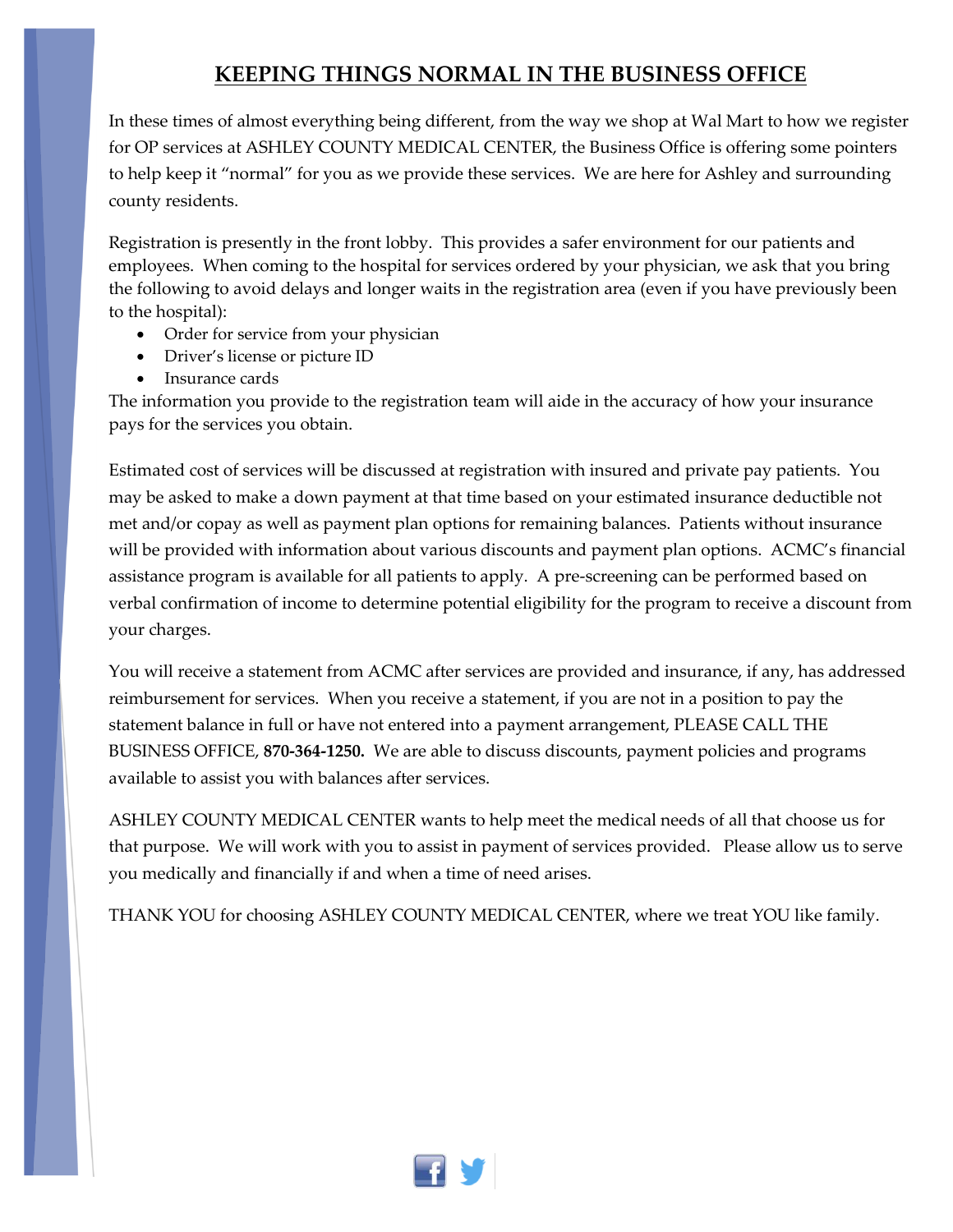## KEEPING THINGS NORMAL IN THE BUSINESS OFFICE

In these times of almost everything being different, from the way we shop at Wal Mart to how we register for OP services at ASHLEY COUNTY MEDICAL CENTER, the Business Office is offering some pointers to help keep it "normal" for you as we provide these services. We are here for Ashley and surrounding county residents.

Registration is presently in the front lobby. This provides a safer environment for our patients and employees. When coming to the hospital for services ordered by your physician, we ask that you bring the following to avoid delays and longer waits in the registration area (even if you have previously been to the hospital):

- Order for service from your physician
- Driver's license or picture ID
- Insurance cards

The information you provide to the registration team will aide in the accuracy of how your insurance pays for the services you obtain.

Estimated cost of services will be discussed at registration with insured and private pay patients. You may be asked to make a down payment at that time based on your estimated insurance deductible not met and/or copay as well as payment plan options for remaining balances. Patients without insurance will be provided with information about various discounts and payment plan options. ACMC's financial assistance program is available for all patients to apply. A pre-screening can be performed based on verbal confirmation of income to determine potential eligibility for the program to receive a discount from your charges.

You will receive a statement from ACMC after services are provided and insurance, if any, has addressed reimbursement for services. When you receive a statement, if you are not in a position to pay the statement balance in full or have not entered into a payment arrangement, PLEASE CALL THE BUSINESS OFFICE, **870-364-1250.** We are able to discuss discounts, payment policies and programs available to assist you with balances after services.

ASHLEY COUNTY MEDICAL CENTER wants to help meet the medical needs of all that choose us for that purpose. We will work with you to assist in payment of services provided. Please allow us to serve you medically and financially if and when a time of need arises.

THANK YOU for choosing ASHLEY COUNTY MEDICAL CENTER, where we treat YOU like family.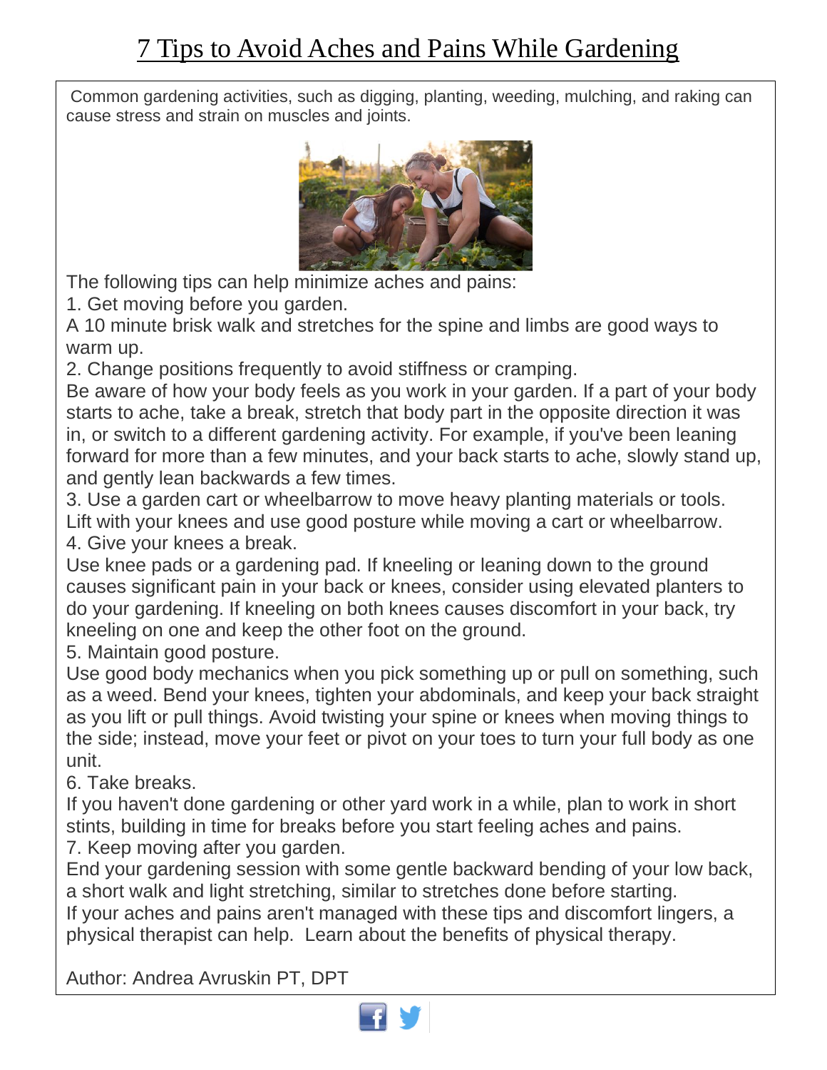# 7 Tips to Avoid Aches and Pains While Gardening

Common gardening activities, such as digging, planting, weeding, mulching, and raking can cause stress and strain on muscles and joints.

The following tips can help minimize aches and pains:

1. Get moving before you garden.

A 10 minute brisk walk and stretches for the spine and limbs are good ways to warm up.

2. Change positions frequently to avoid stiffness or cramping.

Be aware of how your body feels as you work in your garden. If a part of your body starts to ache, take a break, stretch that body part in the opposite direction it was in, or switch to a different gardening activity. For example, if you've been leaning forward for more than a few minutes, and your back starts to ache, slowly stand up, and gently lean backwards a few times.

3. Use a garden cart or wheelbarrow to move heavy planting materials or tools.

Lift with your knees and use good posture while moving a cart or wheelbarrow.

4. Give your knees a break.

Use knee pads or a gardening pad. If kneeling or leaning down to the ground causes significant pain in your back or knees, consider using elevated planters to do your gardening. If kneeling on both knees causes discomfort in your back, try kneeling on one and keep the other foot on the ground.

5. Maintain good posture.

Use good body mechanics when you pick something up or pull on something, such as a weed. Bend your knees, tighten your abdominals, and keep your back straight as you lift or pull things. Avoid twisting your spine or knees when moving things to the side; instead, move your feet or pivot on your toes to turn your full body as one unit.

6. Take breaks.

If you haven't done gardening or other yard work in a while, plan to work in short stints, building in time for breaks before you start feeling aches and pains.

7. Keep moving after you garden.

End your gardening session with some gentle backward bending of your low back, a short walk and light stretching, similar to stretches done before starting.

If your aches and pains aren't managed with these tips and discomfort lingers, a physical therapist can help. Learn about the benefits of physical therapy.

Author: Andrea Avruskin PT, DPT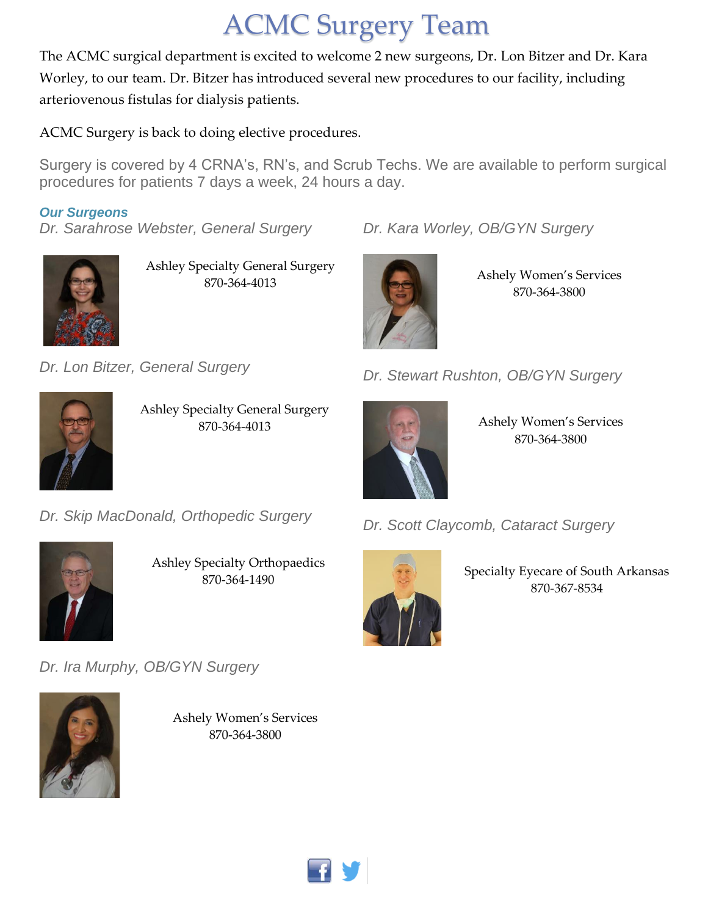# ACMC Surgery Team

The ACMC surgical department is excited to welcome 2 new surgeons, Dr. Lon Bitzer and Dr. Kara Worley, to our team. Dr. Bitzer has introduced several new procedures to our facility, including arteriovenous fistulas for dialysis patients.

ACMC Surgery is back to doing elective procedures.

Surgery is covered by 4 CRNA's, RN's, and Scrub Techs. We are available to perform surgical procedures for patients 7 days a week, 24 hours a day.

***Our Surgeons***

*Dr. Sarahrose Webster, General Surgery*

Ashley Specialty General Surgery
870-364-4013

*Dr. Lon Bitzer, General Surgery*

Ashley Specialty General Surgery
870-364-4013

*Dr. Skip MacDonald, Orthopedic Surgery*

Ashley Specialty Orthopaedics
870-364-1490

*Dr. Ira Murphy, OB/GYN Surgery*

Ashely Women's Services
870-364-3800

*Dr. Kara Worley, OB/GYN Surgery*

Ashely Women's Services
870-364-3800

*Dr. Stewart Rushton, OB/GYN Surgery*

Ashely Women's Services
870-364-3800

*Dr. Scott Claycomb, Cataract Surgery*

Specialty Eyecare of South Arkansas
870-367-8534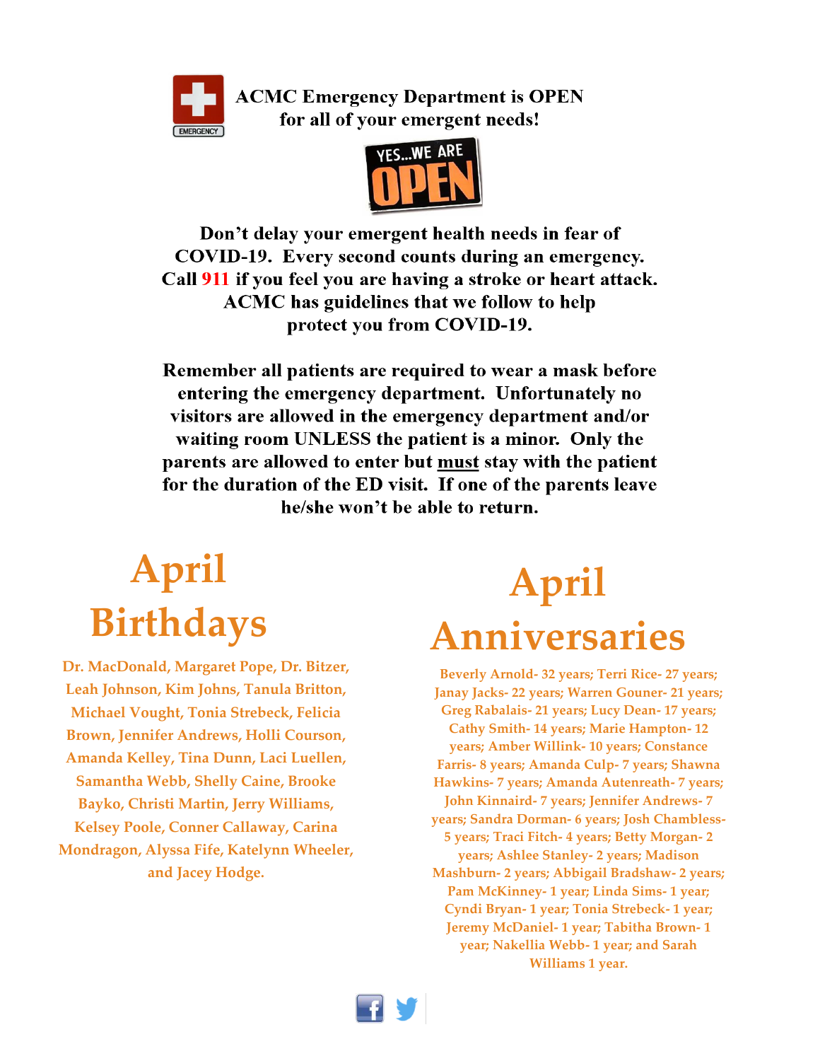**ACMC Emergency Department is OPEN for all of your emergent needs!**

**YES...WE ARE OPEN**

**Don't delay your emergent health needs in fear of COVID-19. Every second counts during an emergency. Call 911 if you feel you are having a stroke or heart attack. ACMC has guidelines that we follow to help protect you from COVID-19.**

**Remember all patients are required to wear a mask before entering the emergency department. Unfortunately no visitors are allowed in the emergency department and/or waiting room UNLESS the patient is a minor. Only the parents are allowed to enter but <u>must</u> stay with the patient for the duration of the ED visit. If one of the parents leave he/she won't be able to return.**

# April Birthdays

**Dr. MacDonald, Margaret Pope, Dr. Bitzer, Leah Johnson, Kim Johns, Tanula Britton, Michael Vought, Tonia Strebeck, Felicia Brown, Jennifer Andrews, Holli Courson, Amanda Kelley, Tina Dunn, Laci Luellen, Samantha Webb, Shelly Caine, Brooke Bayko, Christi Martin, Jerry Williams, Kelsey Poole, Conner Callaway, Carina Mondragon, Alyssa Fife, Katelynn Wheeler, and Jacey Hodge.**

# April Anniversaries

**Beverly Arnold- 32 years; Terri Rice- 27 years; Janay Jacks- 22 years; Warren Gouner- 21 years; Greg Rabalais- 21 years; Lucy Dean- 17 years; Cathy Smith- 14 years; Marie Hampton- 12 years; Amber Willink- 10 years; Constance Farris- 8 years; Amanda Culp- 7 years; Shawna Hawkins- 7 years; Amanda Autenreath- 7 years; John Kinnaird- 7 years; Jennifer Andrews- 7 years; Sandra Dorman- 6 years; Josh Chambless- 5 years; Traci Fitch- 4 years; Betty Morgan- 2 years; Ashlee Stanley- 2 years; Madison Mashburn- 2 years; Abbigail Bradshaw- 2 years; Pam McKinney- 1 year; Linda Sims- 1 year; Cyndi Bryan- 1 year; Tonia Strebeck- 1 year; Jeremy McDaniel- 1 year; Tabitha Brown- 1 year; Nakellia Webb- 1 year; and Sarah Williams 1 year.**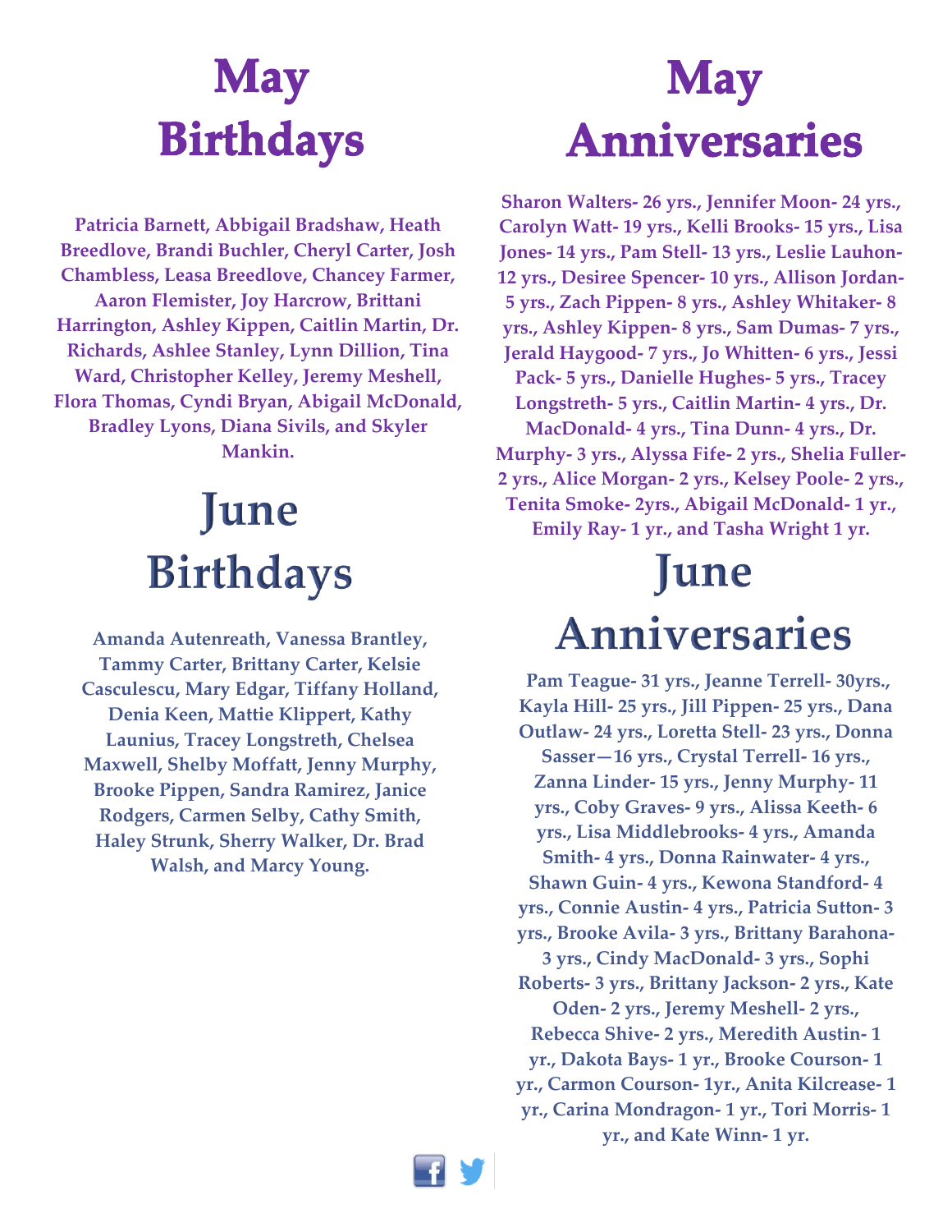# May Birthdays

**Patricia Barnett, Abbigail Bradshaw, Heath Breedlove, Brandi Buchler, Cheryl Carter, Josh Chambless, Leasa Breedlove, Chancey Farmer, Aaron Flemister, Joy Harcrow, Brittani Harrington, Ashley Kippen, Caitlin Martin, Dr. Richards, Ashlee Stanley, Lynn Dillion, Tina Ward, Christopher Kelley, Jeremy Meshell, Flora Thomas, Cyndi Bryan, Abigail McDonald, Bradley Lyons, Diana Sivils, and Skyler Mankin.**

# June Birthdays

**Amanda Autenreath, Vanessa Brantley, Tammy Carter, Brittany Carter, Kelsie Casculescu, Mary Edgar, Tiffany Holland, Denia Keen, Mattie Klippert, Kathy Launius, Tracey Longstreth, Chelsea Maxwell, Shelby Moffatt, Jenny Murphy, Brooke Pippen, Sandra Ramirez, Janice Rodgers, Carmen Selby, Cathy Smith, Haley Strunk, Sherry Walker, Dr. Brad Walsh, and Marcy Young.**

# May Anniversaries

**Sharon Walters- 26 yrs., Jennifer Moon- 24 yrs., Carolyn Watt- 19 yrs., Kelli Brooks- 15 yrs., Lisa Jones- 14 yrs., Pam Stell- 13 yrs., Leslie Lauhon- 12 yrs., Desiree Spencer- 10 yrs., Allison Jordan- 5 yrs., Zach Pippen- 8 yrs., Ashley Whitaker- 8 yrs., Ashley Kippen- 8 yrs., Sam Dumas- 7 yrs., Jerald Haygood- 7 yrs., Jo Whitten- 6 yrs., Jessi Pack- 5 yrs., Danielle Hughes- 5 yrs., Tracey Longstreth- 5 yrs., Caitlin Martin- 4 yrs., Dr. MacDonald- 4 yrs., Tina Dunn- 4 yrs., Dr. Murphy- 3 yrs., Alyssa Fife- 2 yrs., Shelia Fuller- 2 yrs., Alice Morgan- 2 yrs., Kelsey Poole- 2 yrs., Tenita Smoke- 2yrs., Abigail McDonald- 1 yr., Emily Ray- 1 yr., and Tasha Wright 1 yr.**

# June Anniversaries

**Pam Teague- 31 yrs., Jeanne Terrell- 30yrs., Kayla Hill- 25 yrs., Jill Pippen- 25 yrs., Dana Outlaw- 24 yrs., Loretta Stell- 23 yrs., Donna Sasser—16 yrs., Crystal Terrell- 16 yrs., Zanna Linder- 15 yrs., Jenny Murphy- 11 yrs., Coby Graves- 9 yrs., Alissa Keeth- 6 yrs., Lisa Middlebrooks- 4 yrs., Amanda Smith- 4 yrs., Donna Rainwater- 4 yrs., Shawn Guin- 4 yrs., Kewona Standford- 4 yrs., Connie Austin- 4 yrs., Patricia Sutton- 3 yrs., Brooke Avila- 3 yrs., Brittany Barahona- 3 yrs., Cindy MacDonald- 3 yrs., Sophi Roberts- 3 yrs., Brittany Jackson- 2 yrs., Kate Oden- 2 yrs., Jeremy Meshell- 2 yrs., Rebecca Shive- 2 yrs., Meredith Austin- 1 yr., Dakota Bays- 1 yr., Brooke Courson- 1 yr., Carmon Courson- 1yr., Anita Kilcrease- 1 yr., Carina Mondragon- 1 yr., Tori Morris- 1 yr., and Kate Winn- 1 yr.**